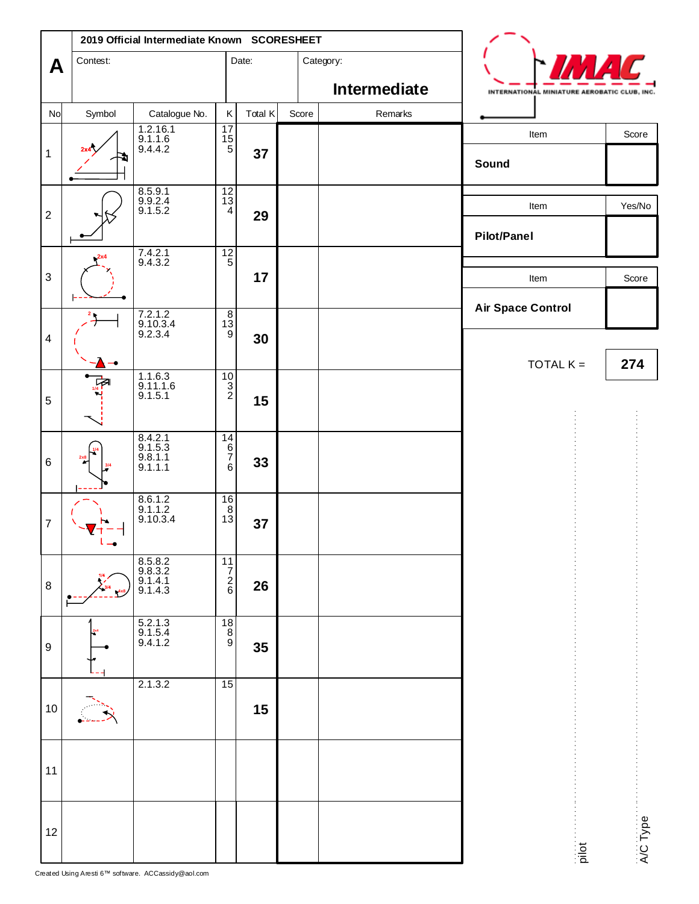**A** | **2019 Official Intermediate Known SCORESHEET**

Contest: | Date: | Category: **Intermediate**

| No | Symbol | Catalogue No. | K | Total K | Score | Remarks |
|---|---|---|---|---|---|---|
| 1 | 2x4 | 1.2.16.1<br>9.1.1.6<br>9.4.4.2 | 17<br>15<br>5 | **37** | | |
| 2 | | 8.5.9.1<br>9.9.2.4<br>9.1.5.2 | 12<br>13<br>4 | **29** | | |
| 3 | 2x4 | 7.4.2.1<br>9.4.3.2 | 12<br>5 | **17** | | |
| 4 | 2 | 7.2.1.2<br>9.10.3.4<br>9.2.3.4 | 8<br>13<br>9 | **30** | | |
| 5 | 1/4 | 1.1.6.3<br>9.11.1.6<br>9.1.5.1 | 10<br>3<br>2 | **15** | | |
| 6 | 1/4, 2x8, 3/4 | 8.4.2.1<br>9.1.5.3<br>9.8.1.1<br>9.1.1.1 | 14<br>6<br>7<br>6 | **33** | | |
| 7 | | 8.6.1.2<br>9.1.1.2<br>9.10.3.4 | 16<br>8<br>13 | **37** | | |
| 8 | 1/4, 3/4, 4x8 | 8.5.8.2<br>9.8.3.2<br>9.1.4.1<br>9.1.4.3 | 11<br>7<br>2<br>6 | **26** | | |
| 9 | 2x4 | 5.2.1.3<br>9.1.5.4<br>9.4.1.2 | 18<br>8<br>9 | **35** | | |
| 10 | | 2.1.3.2 | 15 | **15** | | |
| 11 | | | | | | |
| 12 | | | | | | |

IMAC — INTERNATIONAL MINIATURE AEROBATIC CLUB, INC.

| Item | Score |
|---|---|
| **Sound** | |

| Item | Yes/No |
|---|---|
| **Pilot/Panel** | |

| Item | Score |
|---|---|
| **Air Space Control** | |

TOTAL K = **274**

pilot

A/C Type

Created Using Aresti 6™ software. ACCassidy@aol.com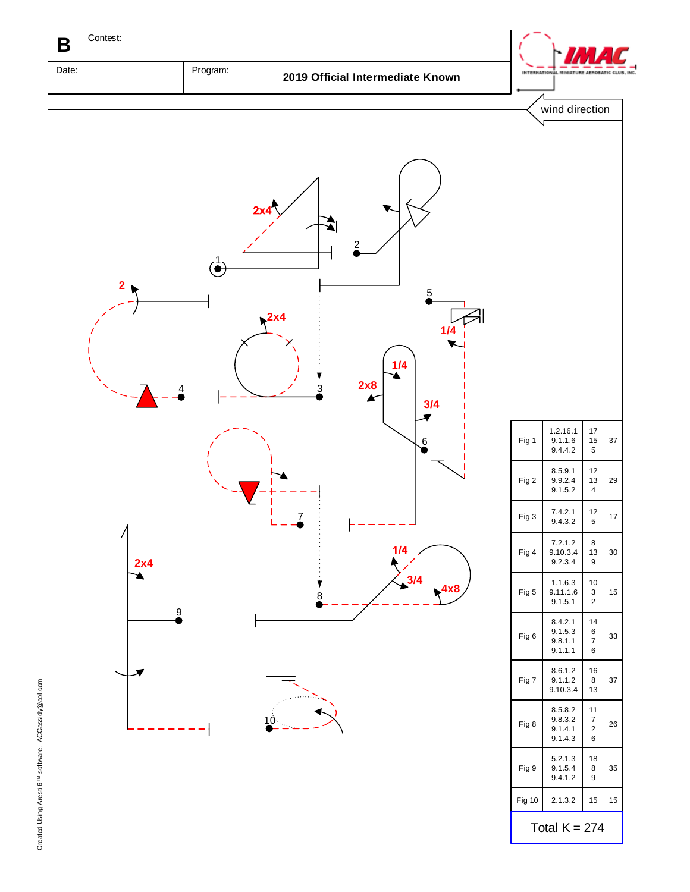| B | Contest: | |
|---|---|---|
| Date: | Program: | 2019 Official Intermediate Known |

wind direction

| Fig | Catalog | K | Total |
|---|---|---|---|
| Fig 1 | 1.2.16.1<br>9.1.1.6<br>9.4.4.2 | 17<br>15<br>5 | 37 |
| Fig 2 | 8.5.9.1<br>9.9.2.4<br>9.1.5.2 | 12<br>13<br>4 | 29 |
| Fig 3 | 7.4.2.1<br>9.4.3.2 | 12<br>5 | 17 |
| Fig 4 | 7.2.1.2<br>9.10.3.4<br>9.2.3.4 | 8<br>13<br>9 | 30 |
| Fig 5 | 1.1.6.3<br>9.11.1.6<br>9.1.5.1 | 10<br>3<br>2 | 15 |
| Fig 6 | 8.4.2.1<br>9.1.5.3<br>9.8.1.1<br>9.1.1.1 | 14<br>6<br>7<br>6 | 33 |
| Fig 7 | 8.6.1.2<br>9.1.1.2<br>9.10.3.4 | 16<br>8<br>13 | 37 |
| Fig 8 | 8.5.8.2<br>9.8.3.2<br>9.1.4.1<br>9.1.4.3 | 11<br>7<br>2<br>6 | 26 |
| Fig 9 | 5.2.1.3<br>9.1.5.4<br>9.4.1.2 | 18<br>8<br>9 | 35 |
| Fig 10 | 2.1.3.2 | 15 | 15 |

Total K = 274

Created Using Aresti 6™ software. ACCassidy@aol.com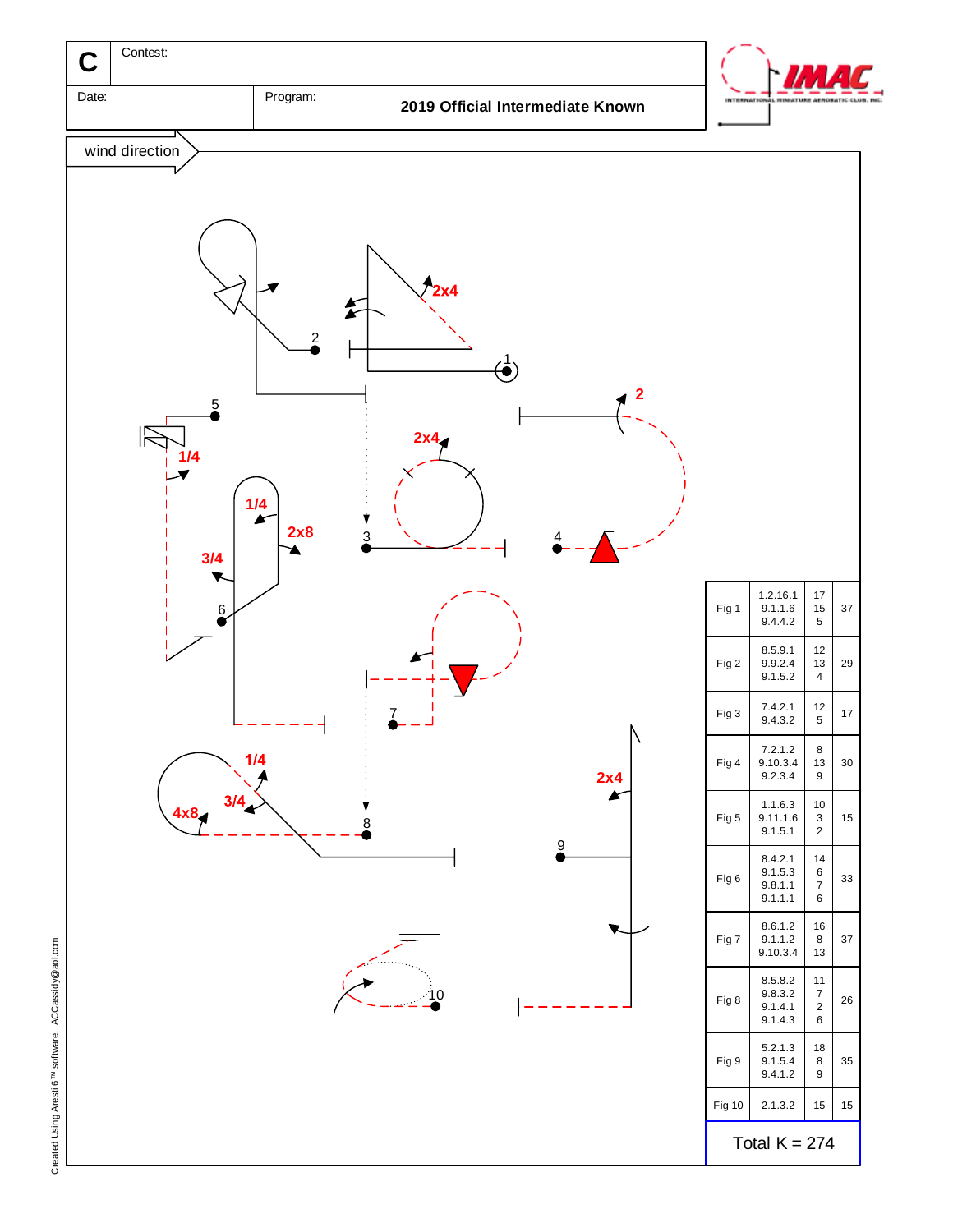C

Contest:

Date:

Program: **2019 Official Intermediate Known**

wind direction

2x4

1

2

2

2x4

3

4

5

1/4

1/4

2x8

3/4

6

7

1/4

2x4

3/4

4x8

8

9

10

| | | | |
|---|---|---|---|
| Fig 1 | 1.2.16.1<br>9.1.1.6<br>9.4.4.2 | 17<br>15<br>5 | 37 |
| Fig 2 | 8.5.9.1<br>9.9.2.4<br>9.1.5.2 | 12<br>13<br>4 | 29 |
| Fig 3 | 7.4.2.1<br>9.4.3.2 | 12<br>5 | 17 |
| Fig 4 | 7.2.1.2<br>9.10.3.4<br>9.2.3.4 | 8<br>13<br>9 | 30 |
| Fig 5 | 1.1.6.3<br>9.11.1.6<br>9.1.5.1 | 10<br>3<br>2 | 15 |
| Fig 6 | 8.4.2.1<br>9.1.5.3<br>9.8.1.1<br>9.1.1.1 | 14<br>6<br>7<br>6 | 33 |
| Fig 7 | 8.6.1.2<br>9.1.1.2<br>9.10.3.4 | 16<br>8<br>13 | 37 |
| Fig 8 | 8.5.8.2<br>9.8.3.2<br>9.1.4.1<br>9.1.4.3 | 11<br>7<br>2<br>6 | 26 |
| Fig 9 | 5.2.1.3<br>9.1.5.4<br>9.4.1.2 | 18<br>8<br>9 | 35 |
| Fig 10 | 2.1.3.2 | 15 | 15 |

Total K = 274

Created Using Aresti 6™ software. ACCassidy@aol.com